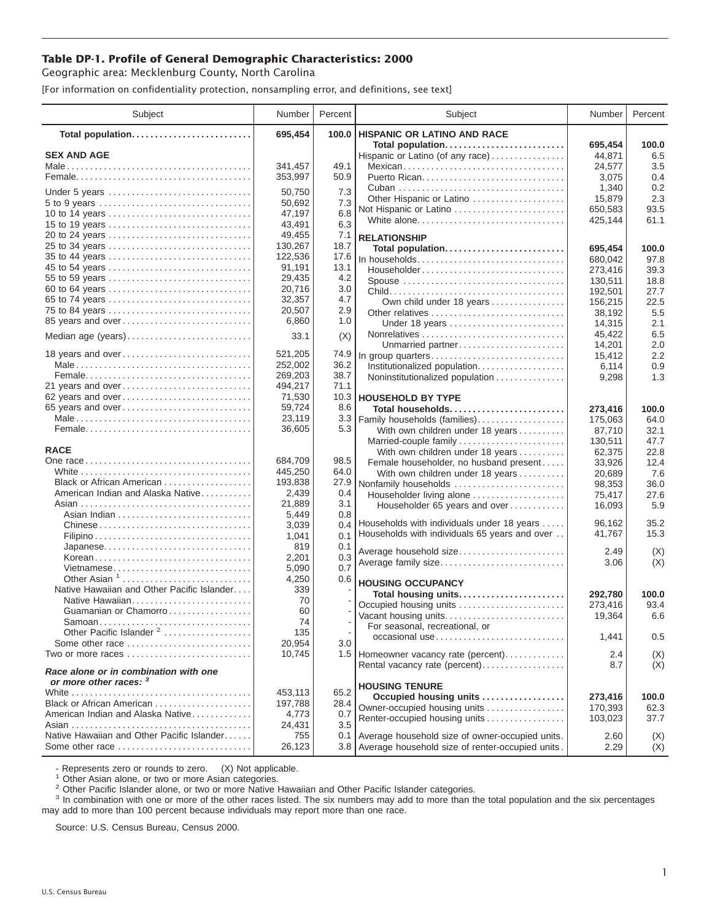**Table DP-1. Profile of General Demographic Characteristics: 2000**

Geographic area: Mecklenburg County, North Carolina

[For information on confidentiality protection, nonsampling error, and definitions, see text]

| Subject | Number | Percent |
|---|---|---|
| **Total population** | **695,454** | **100.0** |
| **SEX AND AGE** | | |
| Male | 341,457 | 49.1 |
| Female | 353,997 | 50.9 |
| Under 5 years | 50,750 | 7.3 |
| 5 to 9 years | 50,692 | 7.3 |
| 10 to 14 years | 47,197 | 6.8 |
| 15 to 19 years | 43,491 | 6.3 |
| 20 to 24 years | 49,455 | 7.1 |
| 25 to 34 years | 130,267 | 18.7 |
| 35 to 44 years | 122,536 | 17.6 |
| 45 to 54 years | 91,191 | 13.1 |
| 55 to 59 years | 29,435 | 4.2 |
| 60 to 64 years | 20,716 | 3.0 |
| 65 to 74 years | 32,357 | 4.7 |
| 75 to 84 years | 20,507 | 2.9 |
| 85 years and over | 6,860 | 1.0 |
| Median age (years) | 33.1 | (X) |
| 18 years and over | 521,205 | 74.9 |
| Male | 252,002 | 36.2 |
| Female | 269,203 | 38.7 |
| 21 years and over | 494,217 | 71.1 |
| 62 years and over | 71,530 | 10.3 |
| 65 years and over | 59,724 | 8.6 |
| Male | 23,119 | 3.3 |
| Female | 36,605 | 5.3 |
| **RACE** | | |
| One race | 684,709 | 98.5 |
| White | 445,250 | 64.0 |
| Black or African American | 193,838 | 27.9 |
| American Indian and Alaska Native | 2,439 | 0.4 |
| Asian | 21,889 | 3.1 |
| Asian Indian | 5,449 | 0.8 |
| Chinese | 3,039 | 0.4 |
| Filipino | 1,041 | 0.1 |
| Japanese | 819 | 0.1 |
| Korean | 2,201 | 0.3 |
| Vietnamese | 5,090 | 0.7 |
| Other Asian [1] | 4,250 | 0.6 |
| Native Hawaiian and Other Pacific Islander | 339 | - |
| Native Hawaiian | 70 | - |
| Guamanian or Chamorro | 60 | - |
| Samoan | 74 | - |
| Other Pacific Islander [2] | 135 | - |
| Some other race | 20,954 | 3.0 |
| Two or more races | 10,745 | 1.5 |
| ***Race alone or in combination with one or more other races:*** [3] | | |
| White | 453,113 | 65.2 |
| Black or African American | 197,788 | 28.4 |
| American Indian and Alaska Native | 4,773 | 0.7 |
| Asian | 24,431 | 3.5 |
| Native Hawaiian and Other Pacific Islander | 755 | 0.1 |
| Some other race | 26,123 | 3.8 |
| **HISPANIC OR LATINO AND RACE** | | |
| **Total population** | **695,454** | **100.0** |
| Hispanic or Latino (of any race) | 44,871 | 6.5 |
| Mexican | 24,577 | 3.5 |
| Puerto Rican | 3,075 | 0.4 |
| Cuban | 1,340 | 0.2 |
| Other Hispanic or Latino | 15,879 | 2.3 |
| Not Hispanic or Latino | 650,583 | 93.5 |
| White alone | 425,144 | 61.1 |
| **RELATIONSHIP** | | |
| **Total population** | **695,454** | **100.0** |
| In households | 680,042 | 97.8 |
| Householder | 273,416 | 39.3 |
| Spouse | 130,511 | 18.8 |
| Child | 192,501 | 27.7 |
| Own child under 18 years | 156,215 | 22.5 |
| Other relatives | 38,192 | 5.5 |
| Under 18 years | 14,315 | 2.1 |
| Nonrelatives | 45,422 | 6.5 |
| Unmarried partner | 14,201 | 2.0 |
| In group quarters | 15,412 | 2.2 |
| Institutionalized population | 6,114 | 0.9 |
| Noninstitutionalized population | 9,298 | 1.3 |
| **HOUSEHOLD BY TYPE** | | |
| **Total households** | **273,416** | **100.0** |
| Family households (families) | 175,063 | 64.0 |
| With own children under 18 years | 87,710 | 32.1 |
| Married-couple family | 130,511 | 47.7 |
| With own children under 18 years | 62,375 | 22.8 |
| Female householder, no husband present | 33,926 | 12.4 |
| With own children under 18 years | 20,689 | 7.6 |
| Nonfamily households | 98,353 | 36.0 |
| Householder living alone | 75,417 | 27.6 |
| Householder 65 years and over | 16,093 | 5.9 |
| Households with individuals under 18 years | 96,162 | 35.2 |
| Households with individuals 65 years and over | 41,767 | 15.3 |
| Average household size | 2.49 | (X) |
| Average family size | 3.06 | (X) |
| **HOUSING OCCUPANCY** | | |
| **Total housing units** | **292,780** | **100.0** |
| Occupied housing units | 273,416 | 93.4 |
| Vacant housing units | 19,364 | 6.6 |
| For seasonal, recreational, or occasional use | 1,441 | 0.5 |
| Homeowner vacancy rate (percent) | 2.4 | (X) |
| Rental vacancy rate (percent) | 8.7 | (X) |
| **HOUSING TENURE** | | |
| **Occupied housing units** | **273,416** | **100.0** |
| Owner-occupied housing units | 170,393 | 62.3 |
| Renter-occupied housing units | 103,023 | 37.7 |
| Average household size of owner-occupied units | 2.60 | (X) |
| Average household size of renter-occupied units | 2.29 | (X) |

- Represents zero or rounds to zero. (X) Not applicable.

[1] Other Asian alone, or two or more Asian categories.

[2] Other Pacific Islander alone, or two or more Native Hawaiian and Other Pacific Islander categories.

[3] In combination with one or more of the other races listed. The six numbers may add to more than the total population and the six percentages may add to more than 100 percent because individuals may report more than one race.

Source: U.S. Census Bureau, Census 2000.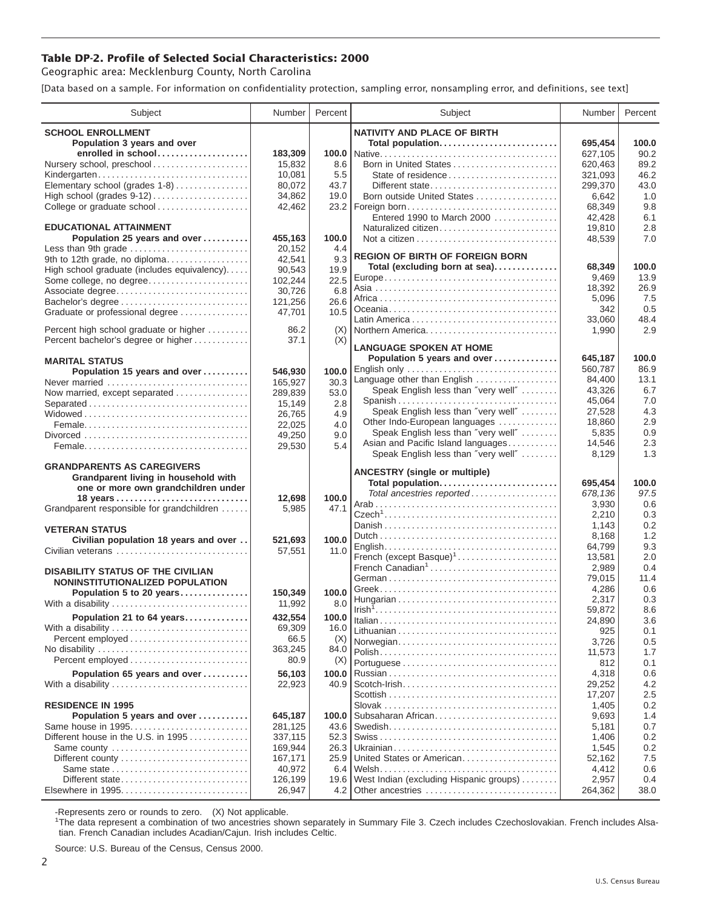## Table DP-2. Profile of Selected Social Characteristics: 2000

Geographic area: Mecklenburg County, North Carolina

[Data based on a sample. For information on confidentiality protection, sampling error, nonsampling error, and definitions, see text]

| Subject | Number | Percent | Subject | Number | Percent |
|---|---|---|---|---|---|
| **SCHOOL ENROLLMENT** | | | **NATIVITY AND PLACE OF BIRTH** | | |
| **Population 3 years and over enrolled in school** | **183,309** | **100.0** | **Total population** | **695,454** | **100.0** |
| Nursery school, preschool | 15,832 | 8.6 | Native | 627,105 | 90.2 |
| Kindergarten | 10,081 | 5.5 | Born in United States | 620,463 | 89.2 |
| Elementary school (grades 1-8) | 80,072 | 43.7 | State of residence | 321,093 | 46.2 |
| High school (grades 9-12) | 34,862 | 19.0 | Different state | 299,370 | 43.0 |
| College or graduate school | 42,462 | 23.2 | Born outside United States | 6,642 | 1.0 |
| | | | Foreign born | 68,349 | 9.8 |
| **EDUCATIONAL ATTAINMENT** | | | Entered 1990 to March 2000 | 42,428 | 6.1 |
| **Population 25 years and over** | **455,163** | **100.0** | Naturalized citizen | 19,810 | 2.8 |
| Less than 9th grade | 20,152 | 4.4 | Not a citizen | 48,539 | 7.0 |
| 9th to 12th grade, no diploma | 42,541 | 9.3 | **REGION OF BIRTH OF FOREIGN BORN** | | |
| High school graduate (includes equivalency) | 90,543 | 19.9 | **Total (excluding born at sea)** | **68,349** | **100.0** |
| Some college, no degree | 102,244 | 22.5 | Europe | 9,469 | 13.9 |
| Associate degree | 30,726 | 6.8 | Asia | 18,392 | 26.9 |
| Bachelor's degree | 121,256 | 26.6 | Africa | 5,096 | 7.5 |
| Graduate or professional degree | 47,701 | 10.5 | Oceania | 342 | 0.5 |
| | | | Latin America | 33,060 | 48.4 |
| Percent high school graduate or higher | 86.2 | (X) | Northern America | 1,990 | 2.9 |
| Percent bachelor's degree or higher | 37.1 | (X) | | | |
| | | | **LANGUAGE SPOKEN AT HOME** | | |
| **MARITAL STATUS** | | | **Population 5 years and over** | **645,187** | **100.0** |
| **Population 15 years and over** | **546,930** | **100.0** | English only | 560,787 | 86.9 |
| Never married | 165,927 | 30.3 | Language other than English | 84,400 | 13.1 |
| Now married, except separated | 289,839 | 53.0 | Speak English less than "very well" | 43,326 | 6.7 |
| Separated | 15,149 | 2.8 | Spanish | 45,064 | 7.0 |
| Widowed | 26,765 | 4.9 | Speak English less than "very well" | 27,528 | 4.3 |
| Female | 22,025 | 4.0 | Other Indo-European languages | 18,860 | 2.9 |
| Divorced | 49,250 | 9.0 | Speak English less than "very well" | 5,835 | 0.9 |
| Female | 29,530 | 5.4 | Asian and Pacific Island languages | 14,546 | 2.3 |
| | | | Speak English less than "very well" | 8,129 | 1.3 |
| **GRANDPARENTS AS CAREGIVERS** | | | | | |
| **Grandparent living in household with one or more own grandchildren under 18 years** | **12,698** | **100.0** | **ANCESTRY (single or multiple)** | | |
| Grandparent responsible for grandchildren | 5,985 | 47.1 | **Total population** | **695,454** | **100.0** |
| | | | *Total ancestries reported* | *678,136* | *97.5* |
| **VETERAN STATUS** | | | Arab | 3,930 | 0.6 |
| **Civilian population 18 years and over** | **521,693** | **100.0** | Czech[1] | 2,210 | 0.3 |
| Civilian veterans | 57,551 | 11.0 | Danish | 1,143 | 0.2 |
| | | | Dutch | 8,168 | 1.2 |
| **DISABILITY STATUS OF THE CIVILIAN NONINSTITUTIONALIZED POPULATION** | | | English | 64,799 | 9.3 |
| **Population 5 to 20 years** | **150,349** | **100.0** | French (except Basque)[1] | 13,581 | 2.0 |
| With a disability | 11,992 | 8.0 | French Canadian[1] | 2,989 | 0.4 |
| **Population 21 to 64 years** | **432,554** | **100.0** | German | 79,015 | 11.4 |
| With a disability | 69,309 | 16.0 | Greek | 4,286 | 0.6 |
| Percent employed | 66.5 | (X) | Hungarian | 2,317 | 0.3 |
| No disability | 363,245 | 84.0 | Irish[1] | 59,872 | 8.6 |
| Percent employed | 80.9 | (X) | Italian | 24,890 | 3.6 |
| **Population 65 years and over** | **56,103** | **100.0** | Lithuanian | 925 | 0.1 |
| With a disability | 22,923 | 40.9 | Norwegian | 3,726 | 0.5 |
| | | | Polish | 11,573 | 1.7 |
| **RESIDENCE IN 1995** | | | Portuguese | 812 | 0.1 |
| **Population 5 years and over** | **645,187** | **100.0** | Russian | 4,318 | 0.6 |
| Same house in 1995 | 281,125 | 43.6 | Scotch-Irish | 29,252 | 4.2 |
| Different house in the U.S. in 1995 | 337,115 | 52.3 | Scottish | 17,207 | 2.5 |
| Same county | 169,944 | 26.3 | Slovak | 1,405 | 0.2 |
| Different county | 167,171 | 25.9 | Subsaharan African | 9,693 | 1.4 |
| Same state | 40,972 | 6.4 | Swedish | 5,181 | 0.7 |
| Different state | 126,199 | 19.6 | Swiss | 1,406 | 0.2 |
| Elsewhere in 1995 | 26,947 | 4.2 | Ukrainian | 1,545 | 0.2 |
| | | | United States or American | 52,162 | 7.5 |
| | | | Welsh | 4,412 | 0.6 |
| | | | West Indian (excluding Hispanic groups) | 2,957 | 0.4 |
| | | | Other ancestries | 264,362 | 38.0 |

-Represents zero or rounds to zero. (X) Not applicable.

[1]The data represent a combination of two ancestries shown separately in Summary File 3. Czech includes Czechoslovakian. French includes Alsatian. French Canadian includes Acadian/Cajun. Irish includes Celtic.

Source: U.S. Bureau of the Census, Census 2000.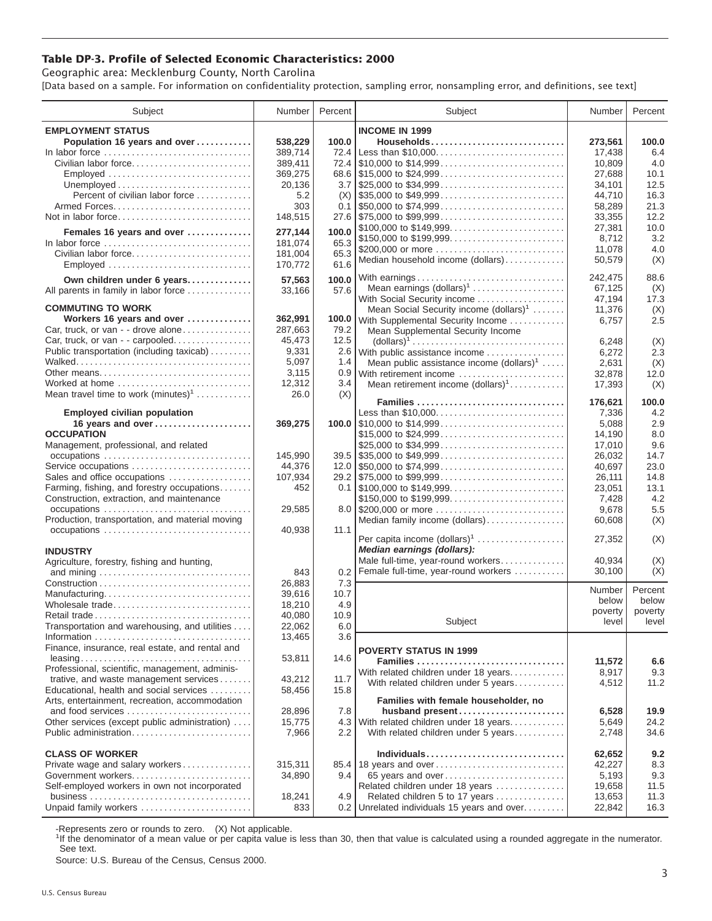**Table DP-3. Profile of Selected Economic Characteristics: 2000**

Geographic area: Mecklenburg County, North Carolina

[Data based on a sample. For information on confidentiality protection, sampling error, nonsampling error, and definitions, see text]

| Subject | Number | Percent |
|---|---|---|
| **EMPLOYMENT STATUS** | | |
| **Population 16 years and over** | **538,229** | **100.0** |
| In labor force | 389,714 | 72.4 |
| Civilian labor force | 389,411 | 72.4 |
| Employed | 369,275 | 68.6 |
| Unemployed | 20,136 | 3.7 |
| Percent of civilian labor force | 5.2 | (X) |
| Armed Forces | 303 | 0.1 |
| Not in labor force | 148,515 | 27.6 |
| **Females 16 years and over** | **277,144** | **100.0** |
| In labor force | 181,074 | 65.3 |
| Civilian labor force | 181,004 | 65.3 |
| Employed | 170,772 | 61.6 |
| **Own children under 6 years** | **57,563** | **100.0** |
| All parents in family in labor force | 33,166 | 57.6 |
| **COMMUTING TO WORK** | | |
| **Workers 16 years and over** | **362,991** | **100.0** |
| Car, truck, or van - - drove alone | 287,663 | 79.2 |
| Car, truck, or van - - carpooled | 45,473 | 12.5 |
| Public transportation (including taxicab) | 9,331 | 2.6 |
| Walked | 5,097 | 1.4 |
| Other means | 3,115 | 0.9 |
| Worked at home | 12,312 | 3.4 |
| Mean travel time to work (minutes)[1] | 26.0 | (X) |
| **Employed civilian population 16 years and over** | **369,275** | **100.0** |
| **OCCUPATION** | | |
| Management, professional, and related occupations | 145,990 | 39.5 |
| Service occupations | 44,376 | 12.0 |
| Sales and office occupations | 107,934 | 29.2 |
| Farming, fishing, and forestry occupations | 452 | 0.1 |
| Construction, extraction, and maintenance occupations | 29,585 | 8.0 |
| Production, transportation, and material moving occupations | 40,938 | 11.1 |
| **INDUSTRY** | | |
| Agriculture, forestry, fishing and hunting, and mining | 843 | 0.2 |
| Construction | 26,883 | 7.3 |
| Manufacturing | 39,616 | 10.7 |
| Wholesale trade | 18,210 | 4.9 |
| Retail trade | 40,080 | 10.9 |
| Transportation and warehousing, and utilities | 22,062 | 6.0 |
| Information | 13,465 | 3.6 |
| Finance, insurance, real estate, and rental and leasing | 53,811 | 14.6 |
| Professional, scientific, management, administrative, and waste management services | 43,212 | 11.7 |
| Educational, health and social services | 58,456 | 15.8 |
| Arts, entertainment, recreation, accommodation and food services | 28,896 | 7.8 |
| Other services (except public administration) | 15,775 | 4.3 |
| Public administration | 7,966 | 2.2 |
| **CLASS OF WORKER** | | |
| Private wage and salary workers | 315,311 | 85.4 |
| Government workers | 34,890 | 9.4 |
| Self-employed workers in own not incorporated business | 18,241 | 4.9 |
| Unpaid family workers | 833 | 0.2 |

| Subject | Number | Percent |
|---|---|---|
| **INCOME IN 1999** | | |
| **Households** | **273,561** | **100.0** |
| Less than $10,000 | 17,438 | 6.4 |
| $10,000 to $14,999 | 10,809 | 4.0 |
| $15,000 to $24,999 | 27,688 | 10.1 |
| $25,000 to $34,999 | 34,101 | 12.5 |
| $35,000 to $49,999 | 44,710 | 16.3 |
| $50,000 to $74,999 | 58,289 | 21.3 |
| $75,000 to $99,999 | 33,355 | 12.2 |
| $100,000 to $149,999 | 27,381 | 10.0 |
| $150,000 to $199,999 | 8,712 | 3.2 |
| $200,000 or more | 11,078 | 4.0 |
| Median household income (dollars) | 50,579 | (X) |
| With earnings | 242,475 | 88.6 |
| Mean earnings (dollars)[1] | 67,125 | (X) |
| With Social Security income | 47,194 | 17.3 |
| Mean Social Security income (dollars)[1] | 11,376 | (X) |
| With Supplemental Security Income | 6,757 | 2.5 |
| Mean Supplemental Security Income (dollars)[1] | 6,248 | (X) |
| With public assistance income | 6,272 | 2.3 |
| Mean public assistance income (dollars)[1] | 2,631 | (X) |
| With retirement income | 32,878 | 12.0 |
| Mean retirement income (dollars)[1] | 17,393 | (X) |
| **Families** | **176,621** | **100.0** |
| Less than $10,000 | 7,336 | 4.2 |
| $10,000 to $14,999 | 5,088 | 2.9 |
| $15,000 to $24,999 | 14,190 | 8.0 |
| $25,000 to $34,999 | 17,010 | 9.6 |
| $35,000 to $49,999 | 26,032 | 14.7 |
| $50,000 to $74,999 | 40,697 | 23.0 |
| $75,000 to $99,999 | 26,111 | 14.8 |
| $100,000 to $149,999 | 23,051 | 13.1 |
| $150,000 to $199,999 | 7,428 | 4.2 |
| $200,000 or more | 9,678 | 5.5 |
| Median family income (dollars) | 60,608 | (X) |
| Per capita income (dollars)[1] | 27,352 | (X) |
| ***Median earnings (dollars):*** | | |
| Male full-time, year-round workers | 40,934 | (X) |
| Female full-time, year-round workers | 30,100 | (X) |

| Subject | Number below poverty level | Percent below poverty level |
|---|---|---|
| **POVERTY STATUS IN 1999** | | |
| **Families** | **11,572** | **6.6** |
| With related children under 18 years | 8,917 | 9.3 |
| With related children under 5 years | 4,512 | 11.2 |
| **Families with female householder, no husband present** | **6,528** | **19.9** |
| With related children under 18 years | 5,649 | 24.2 |
| With related children under 5 years | 2,748 | 34.6 |
| **Individuals** | **62,652** | **9.2** |
| 18 years and over | 42,227 | 8.3 |
| 65 years and over | 5,193 | 9.3 |
| Related children under 18 years | 19,658 | 11.5 |
| Related children 5 to 17 years | 13,653 | 11.3 |
| Unrelated individuals 15 years and over | 22,842 | 16.3 |

-Represents zero or rounds to zero. (X) Not applicable.

[1]If the denominator of a mean value or per capita value is less than 30, then that value is calculated using a rounded aggregate in the numerator. See text.

Source: U.S. Bureau of the Census, Census 2000.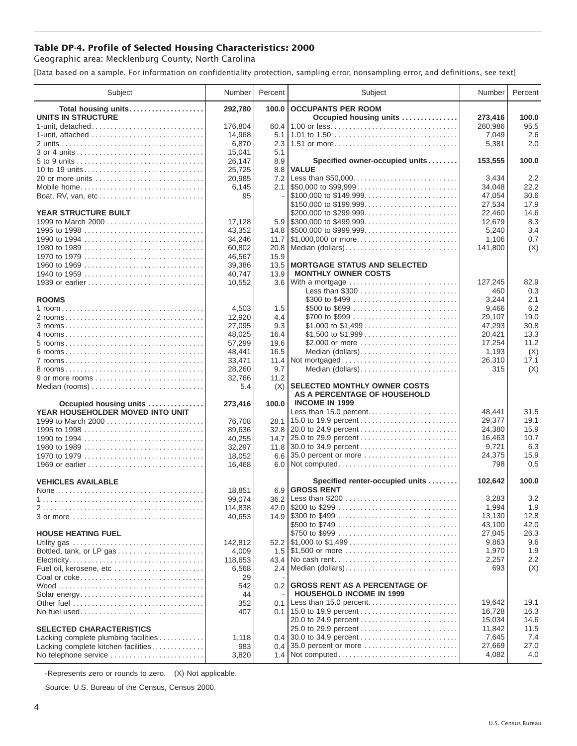## Table DP-4. Profile of Selected Housing Characteristics: 2000

Geographic area: Mecklenburg County, North Carolina

[Data based on a sample. For information on confidentiality protection, sampling error, nonsampling error, and definitions, see text]

| Subject | Number | Percent |
|---|---|---|
| **Total housing units** | **292,780** | **100.0** |
| **UNITS IN STRUCTURE** | | |
| 1-unit, detached | 176,804 | 60.4 |
| 1-unit, attached | 14,968 | 5.1 |
| 2 units | 6,870 | 2.3 |
| 3 or 4 units | 15,041 | 5.1 |
| 5 to 9 units | 26,147 | 8.9 |
| 10 to 19 units | 25,725 | 8.8 |
| 20 or more units | 20,985 | 7.2 |
| Mobile home | 6,145 | 2.1 |
| Boat, RV, van, etc | 95 | - |
| **YEAR STRUCTURE BUILT** | | |
| 1999 to March 2000 | 17,128 | 5.9 |
| 1995 to 1998 | 43,352 | 14.8 |
| 1990 to 1994 | 34,246 | 11.7 |
| 1980 to 1989 | 60,802 | 20.8 |
| 1970 to 1979 | 46,567 | 15.9 |
| 1960 to 1969 | 39,386 | 13.5 |
| 1940 to 1959 | 40,747 | 13.9 |
| 1939 or earlier | 10,552 | 3.6 |
| **ROOMS** | | |
| 1 room | 4,503 | 1.5 |
| 2 rooms | 12,920 | 4.4 |
| 3 rooms | 27,095 | 9.3 |
| 4 rooms | 48,025 | 16.4 |
| 5 rooms | 57,299 | 19.6 |
| 6 rooms | 48,441 | 16.5 |
| 7 rooms | 33,471 | 11.4 |
| 8 rooms | 28,260 | 9.7 |
| 9 or more rooms | 32,766 | 11.2 |
| Median (rooms) | 5.4 | (X) |
| **Occupied housing units** | **273,416** | **100.0** |
| **YEAR HOUSEHOLDER MOVED INTO UNIT** | | |
| 1999 to March 2000 | 76,708 | 28.1 |
| 1995 to 1998 | 89,636 | 32.8 |
| 1990 to 1994 | 40,255 | 14.7 |
| 1980 to 1989 | 32,297 | 11.8 |
| 1970 to 1979 | 18,052 | 6.6 |
| 1969 or earlier | 16,468 | 6.0 |
| **VEHICLES AVAILABLE** | | |
| None | 18,851 | 6.9 |
| 1 | 99,074 | 36.2 |
| 2 | 114,838 | 42.0 |
| 3 or more | 40,653 | 14.9 |
| **HOUSE HEATING FUEL** | | |
| Utility gas | 142,812 | 52.2 |
| Bottled, tank, or LP gas | 4,009 | 1.5 |
| Electricity | 118,653 | 43.4 |
| Fuel oil, kerosene, etc | 6,568 | 2.4 |
| Coal or coke | 29 | - |
| Wood | 542 | 0.2 |
| Solar energy | 44 | - |
| Other fuel | 352 | 0.1 |
| No fuel used | 407 | 0.1 |
| **SELECTED CHARACTERISTICS** | | |
| Lacking complete plumbing facilities | 1,118 | 0.4 |
| Lacking complete kitchen facilities | 983 | 0.4 |
| No telephone service | 3,820 | 1.4 |
| **OCCUPANTS PER ROOM** | | |
| **Occupied housing units** | **273,416** | **100.0** |
| 1.00 or less | 260,986 | 95.5 |
| 1.01 to 1.50 | 7,049 | 2.6 |
| 1.51 or more | 5,381 | 2.0 |
| **Specified owner-occupied units** | **153,555** | **100.0** |
| **VALUE** | | |
| Less than $50,000 | 3,434 | 2.2 |
| $50,000 to $99,999 | 34,048 | 22.2 |
| $100,000 to $149,999 | 47,054 | 30.6 |
| $150,000 to $199,999 | 27,534 | 17.9 |
| $200,000 to $299,999 | 22,460 | 14.6 |
| $300,000 to $499,999 | 12,679 | 8.3 |
| $500,000 to $999,999 | 5,240 | 3.4 |
| $1,000,000 or more | 1,106 | 0.7 |
| Median (dollars) | 141,800 | (X) |
| **MORTGAGE STATUS AND SELECTED MONTHLY OWNER COSTS** | | |
| With a mortgage | 127,245 | 82.9 |
| Less than $300 | 460 | 0.3 |
| $300 to $499 | 3,244 | 2.1 |
| $500 to $699 | 9,466 | 6.2 |
| $700 to $999 | 29,107 | 19.0 |
| $1,000 to $1,499 | 47,293 | 30.8 |
| $1,500 to $1,999 | 20,421 | 13.3 |
| $2,000 or more | 17,254 | 11.2 |
| Median (dollars) | 1,193 | (X) |
| Not mortgaged | 26,310 | 17.1 |
| Median (dollars) | 315 | (X) |
| **SELECTED MONTHLY OWNER COSTS AS A PERCENTAGE OF HOUSEHOLD INCOME IN 1999** | | |
| Less than 15.0 percent | 48,441 | 31.5 |
| 15.0 to 19.9 percent | 29,377 | 19.1 |
| 20.0 to 24.9 percent | 24,380 | 15.9 |
| 25.0 to 29.9 percent | 16,463 | 10.7 |
| 30.0 to 34.9 percent | 9,721 | 6.3 |
| 35.0 percent or more | 24,375 | 15.9 |
| Not computed | 798 | 0.5 |
| **Specified renter-occupied units** | **102,642** | **100.0** |
| **GROSS RENT** | | |
| Less than $200 | 3,283 | 3.2 |
| $200 to $299 | 1,994 | 1.9 |
| $300 to $499 | 13,130 | 12.8 |
| $500 to $749 | 43,100 | 42.0 |
| $750 to $999 | 27,045 | 26.3 |
| $1,000 to $1,499 | 9,863 | 9.6 |
| $1,500 or more | 1,970 | 1.9 |
| No cash rent | 2,257 | 2.2 |
| Median (dollars) | 693 | (X) |
| **GROSS RENT AS A PERCENTAGE OF HOUSEHOLD INCOME IN 1999** | | |
| Less than 15.0 percent | 19,642 | 19.1 |
| 15.0 to 19.9 percent | 16,728 | 16.3 |
| 20.0 to 24.9 percent | 15,034 | 14.6 |
| 25.0 to 29.9 percent | 11,842 | 11.5 |
| 30.0 to 34.9 percent | 7,645 | 7.4 |
| 35.0 percent or more | 27,669 | 27.0 |
| Not computed | 4,082 | 4.0 |

-Represents zero or rounds to zero. (X) Not applicable.

Source: U.S. Bureau of the Census, Census 2000.